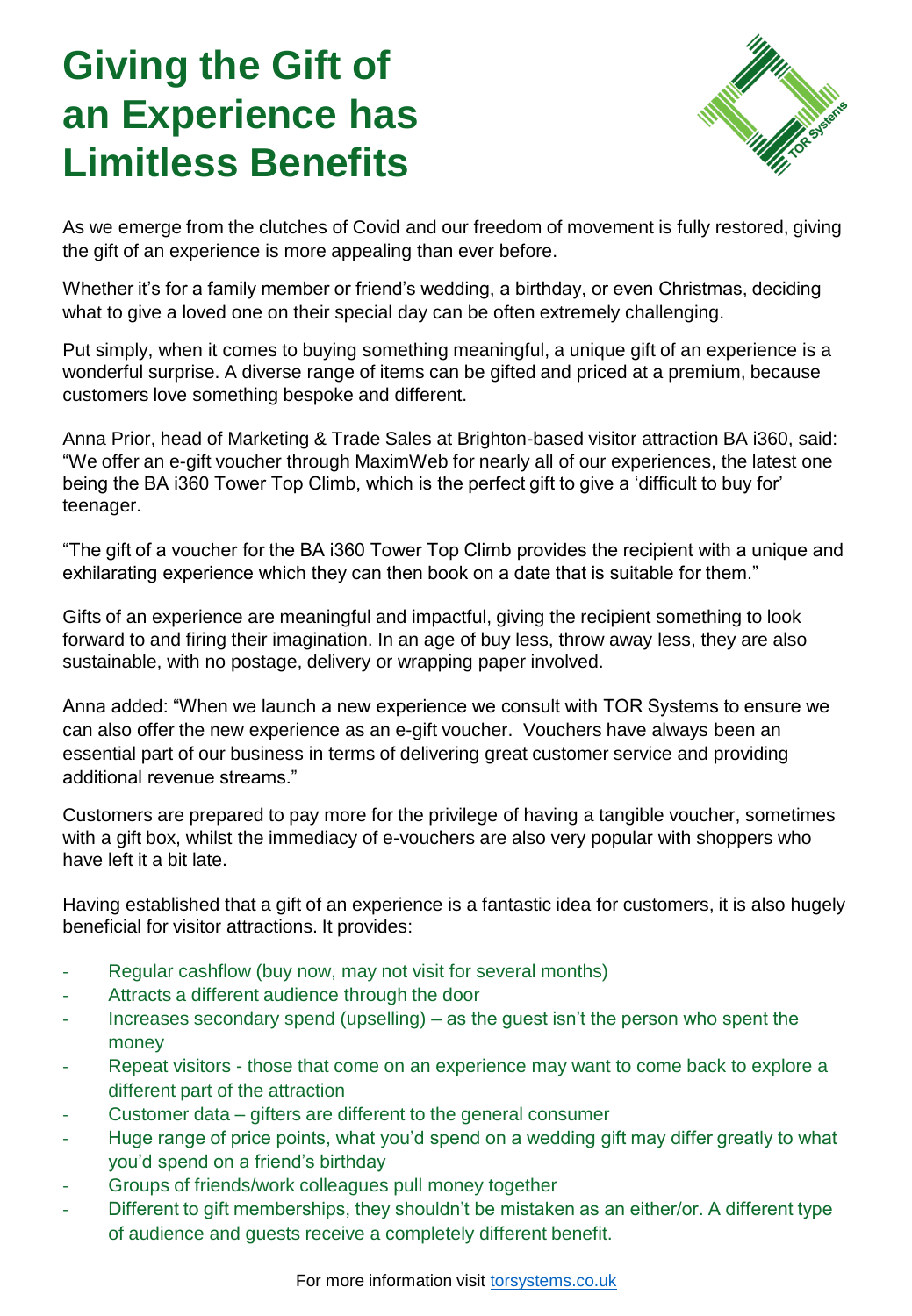# Giving the Gift of an Experience has Limitless Benefits

As we emerge from the clutches of Covid and our freedom of movement is fully restored, giving the gift of an experience is more appealing than ever before.

Whether it's for a family member or friend's wedding, a birthday, or even Christmas, deciding what to give a loved one on their special day can be often extremely challenging.

Put simply, when it comes to buying something meaningful, a unique gift of an experience is a wonderful surprise. A diverse range of items can be gifted and priced at a premium, because customers love something bespoke and different.

Anna Prior, head of Marketing & Trade Sales at Brighton-based visitor attraction BA i360, said: "We offer an e-gift voucher through MaximWeb for nearly all of our experiences, the latest one being the BA i360 Tower Top Climb, which is the perfect gift to give a 'difficult to buy for' teenager.

"The gift of a voucher for the BA i360 Tower Top Climb provides the recipient with a unique and exhilarating experience which they can then book on a date that is suitable for them."

Gifts of an experience are meaningful and impactful, giving the recipient something to look forward to and firing their imagination. In an age of buy less, throw away less, they are also sustainable, with no postage, delivery or wrapping paper involved.

Anna added: "When we launch a new experience we consult with TOR Systems to ensure we can also offer the new experience as an e-gift voucher. Vouchers have always been an essential part of our business in terms of delivering great customer service and providing additional revenue streams."

Customers are prepared to pay more for the privilege of having a tangible voucher, sometimes with a gift box, whilst the immediacy of e-vouchers are also very popular with shoppers who have left it a bit late.

Having established that a gift of an experience is a fantastic idea for customers, it is also hugely beneficial for visitor attractions. It provides:

- Regular cashflow (buy now, may not visit for several months)
- Attracts a different audience through the door
- Increases secondary spend (upselling) – as the guest isn't the person who spent the money
- Repeat visitors - those that come on an experience may want to come back to explore a different part of the attraction
- Customer data – gifters are different to the general consumer
- Huge range of price points, what you'd spend on a wedding gift may differ greatly to what you'd spend on a friend's birthday
- Groups of friends/work colleagues pull money together
- Different to gift memberships, they shouldn't be mistaken as an either/or. A different type of audience and guests receive a completely different benefit.

For more information visit [torsystems.co.uk](http://torsystems.co.uk)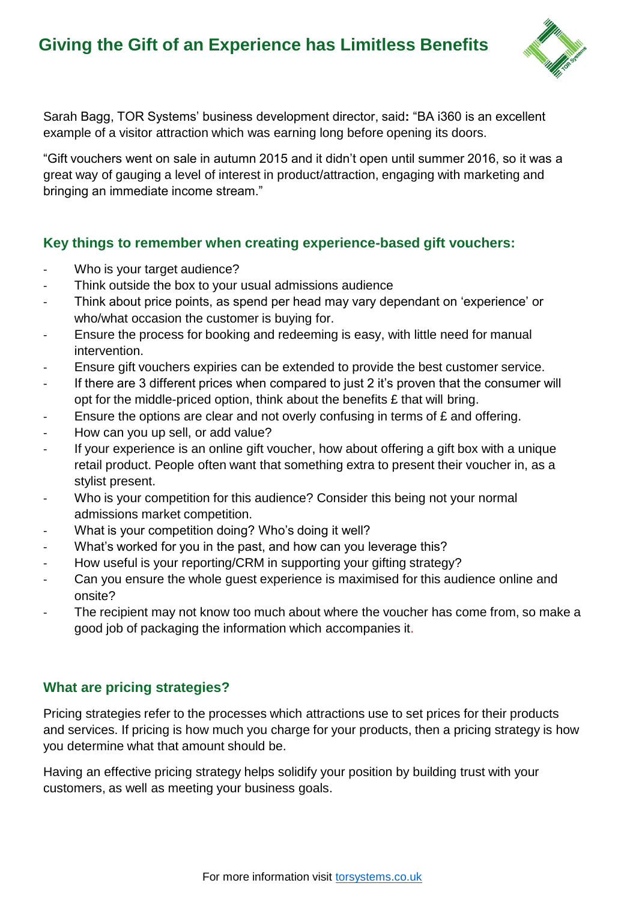Sarah Bagg, TOR Systems' business development director, said**:** "BA i360 is an excellent example of a visitor attraction which was earning long before opening its doors.

"Gift vouchers went on sale in autumn 2015 and it didn't open until summer 2016, so it was a great way of gauging a level of interest in product/attraction, engaging with marketing and bringing an immediate income stream."

## Key things to remember when creating experience-based gift vouchers:

- Who is your target audience?
- Think outside the box to your usual admissions audience
- Think about price points, as spend per head may vary dependant on 'experience' or who/what occasion the customer is buying for.
- Ensure the process for booking and redeeming is easy, with little need for manual intervention.
- Ensure gift vouchers expiries can be extended to provide the best customer service.
- If there are 3 different prices when compared to just 2 it's proven that the consumer will opt for the middle-priced option, think about the benefits £ that will bring.
- Ensure the options are clear and not overly confusing in terms of £ and offering.
- How can you up sell, or add value?
- If your experience is an online gift voucher, how about offering a gift box with a unique retail product. People often want that something extra to present their voucher in, as a stylist present.
- Who is your competition for this audience? Consider this being not your normal admissions market competition.
- What is your competition doing? Who's doing it well?
- What's worked for you in the past, and how can you leverage this?
- How useful is your reporting/CRM in supporting your gifting strategy?
- Can you ensure the whole guest experience is maximised for this audience online and onsite?
- The recipient may not know too much about where the voucher has come from, so make a good job of packaging the information which accompanies it.

## What are pricing strategies?

Pricing strategies refer to the processes which attractions use to set prices for their products and services. If pricing is how much you charge for your products, then a pricing strategy is how you determine what that amount should be.

Having an effective pricing strategy helps solidify your position by building trust with your customers, as well as meeting your business goals.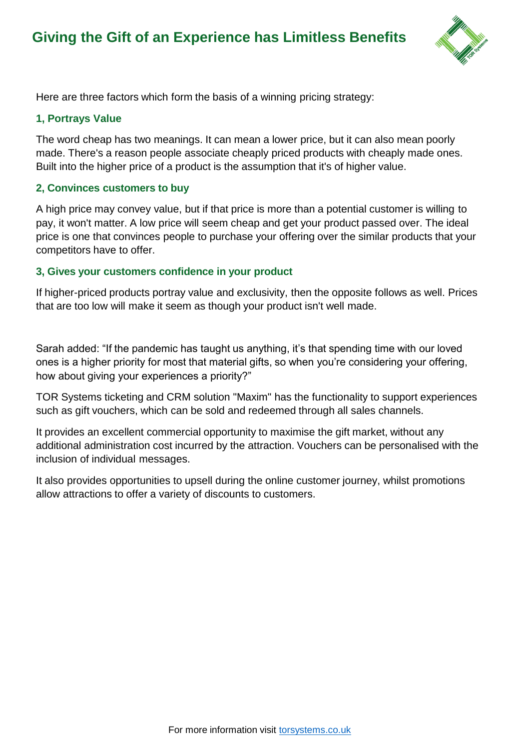Here are three factors which form the basis of a winning pricing strategy:

### 1, Portrays Value

The word cheap has two meanings. It can mean a lower price, but it can also mean poorly made. There's a reason people associate cheaply priced products with cheaply made ones. Built into the higher price of a product is the assumption that it's of higher value.

### 2, Convinces customers to buy

A high price may convey value, but if that price is more than a potential customer is willing to pay, it won't matter. A low price will seem cheap and get your product passed over. The ideal price is one that convinces people to purchase your offering over the similar products that your competitors have to offer.

### 3, Gives your customers confidence in your product

If higher-priced products portray value and exclusivity, then the opposite follows as well. Prices that are too low will make it seem as though your product isn't well made.

Sarah added: “If the pandemic has taught us anything, it’s that spending time with our loved ones is a higher priority for most that material gifts, so when you’re considering your offering, how about giving your experiences a priority?”

TOR Systems ticketing and CRM solution "Maxim" has the functionality to support experiences such as gift vouchers, which can be sold and redeemed through all sales channels.

It provides an excellent commercial opportunity to maximise the gift market, without any additional administration cost incurred by the attraction. Vouchers can be personalised with the inclusion of individual messages.

It also provides opportunities to upsell during the online customer journey, whilst promotions allow attractions to offer a variety of discounts to customers.

For more information visit [torsystems.co.uk](torsystems.co.uk)